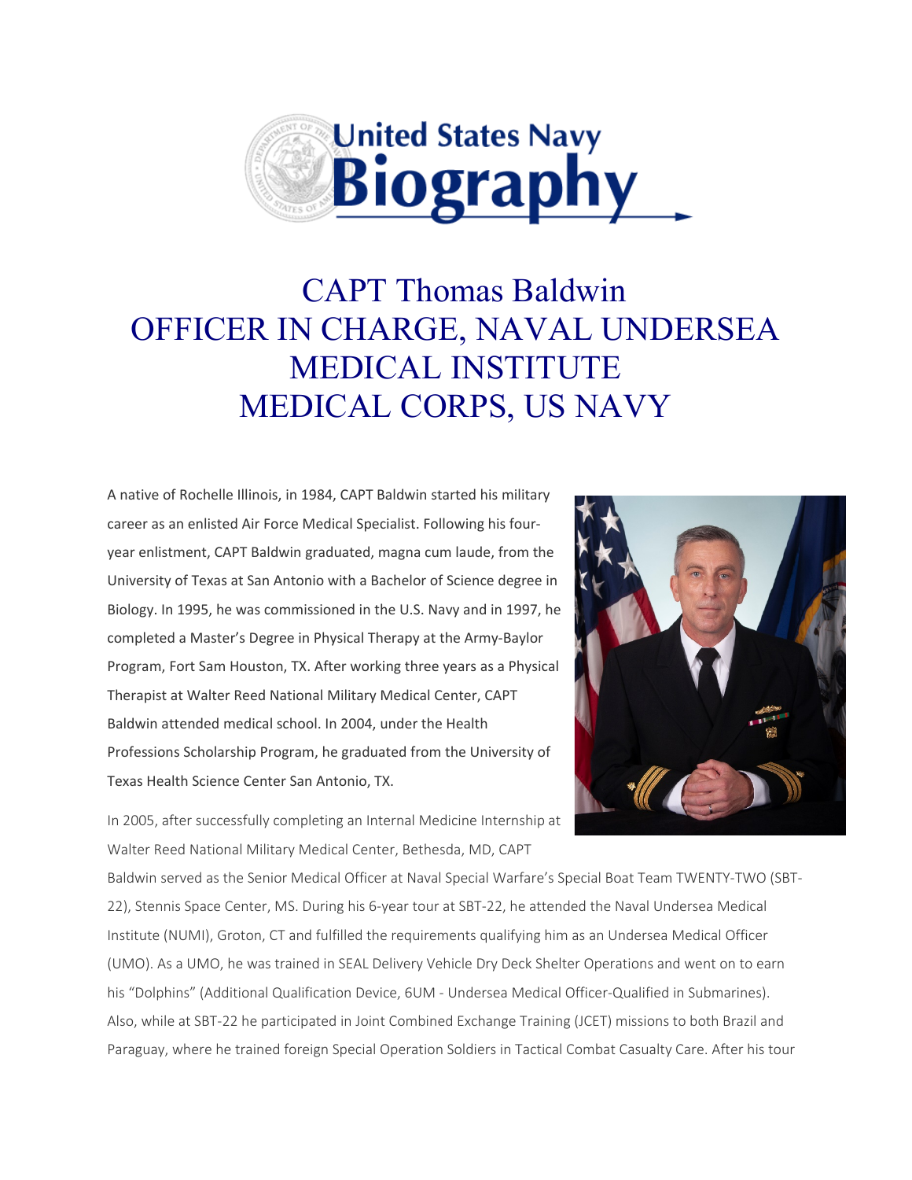# United States Navy Biography

## CAPT Thomas Baldwin
## OFFICER IN CHARGE, NAVAL UNDERSEA MEDICAL INSTITUTE
## MEDICAL CORPS, US NAVY

A native of Rochelle Illinois, in 1984, CAPT Baldwin started his military career as an enlisted Air Force Medical Specialist. Following his four-year enlistment, CAPT Baldwin graduated, magna cum laude, from the University of Texas at San Antonio with a Bachelor of Science degree in Biology. In 1995, he was commissioned in the U.S. Navy and in 1997, he completed a Master's Degree in Physical Therapy at the Army-Baylor Program, Fort Sam Houston, TX. After working three years as a Physical Therapist at Walter Reed National Military Medical Center, CAPT Baldwin attended medical school. In 2004, under the Health Professions Scholarship Program, he graduated from the University of Texas Health Science Center San Antonio, TX.

In 2005, after successfully completing an Internal Medicine Internship at Walter Reed National Military Medical Center, Bethesda, MD, CAPT Baldwin served as the Senior Medical Officer at Naval Special Warfare's Special Boat Team TWENTY-TWO (SBT-22), Stennis Space Center, MS. During his 6-year tour at SBT-22, he attended the Naval Undersea Medical Institute (NUMI), Groton, CT and fulfilled the requirements qualifying him as an Undersea Medical Officer (UMO). As a UMO, he was trained in SEAL Delivery Vehicle Dry Deck Shelter Operations and went on to earn his "Dolphins" (Additional Qualification Device, 6UM - Undersea Medical Officer-Qualified in Submarines). Also, while at SBT-22 he participated in Joint Combined Exchange Training (JCET) missions to both Brazil and Paraguay, where he trained foreign Special Operation Soldiers in Tactical Combat Casualty Care. After his tour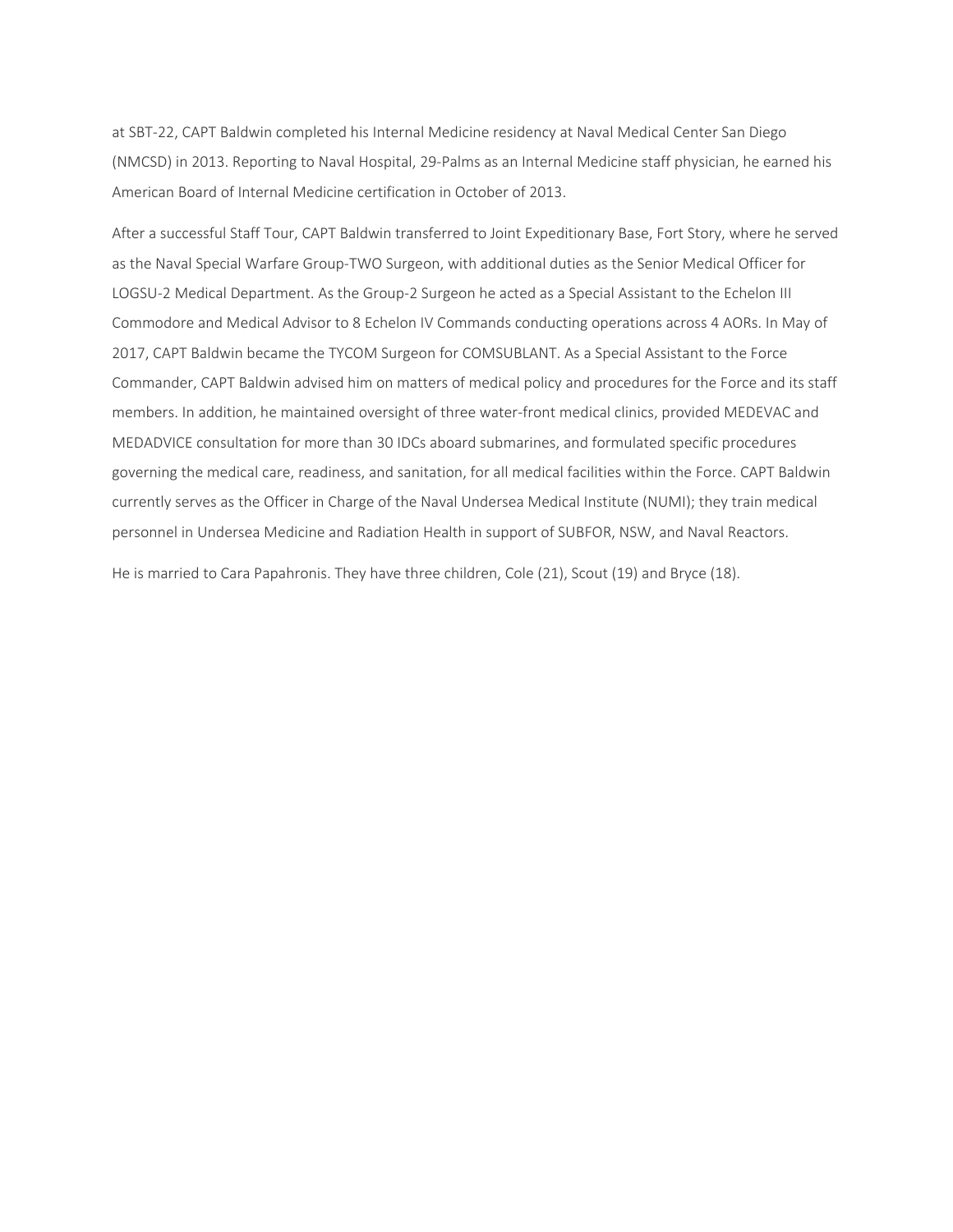at SBT-22, CAPT Baldwin completed his Internal Medicine residency at Naval Medical Center San Diego (NMCSD) in 2013. Reporting to Naval Hospital, 29-Palms as an Internal Medicine staff physician, he earned his American Board of Internal Medicine certification in October of 2013.

After a successful Staff Tour, CAPT Baldwin transferred to Joint Expeditionary Base, Fort Story, where he served as the Naval Special Warfare Group-TWO Surgeon, with additional duties as the Senior Medical Officer for LOGSU-2 Medical Department. As the Group-2 Surgeon he acted as a Special Assistant to the Echelon III Commodore and Medical Advisor to 8 Echelon IV Commands conducting operations across 4 AORs. In May of 2017, CAPT Baldwin became the TYCOM Surgeon for COMSUBLANT. As a Special Assistant to the Force Commander, CAPT Baldwin advised him on matters of medical policy and procedures for the Force and its staff members. In addition, he maintained oversight of three water-front medical clinics, provided MEDEVAC and MEDADVICE consultation for more than 30 IDCs aboard submarines, and formulated specific procedures governing the medical care, readiness, and sanitation, for all medical facilities within the Force. CAPT Baldwin currently serves as the Officer in Charge of the Naval Undersea Medical Institute (NUMI); they train medical personnel in Undersea Medicine and Radiation Health in support of SUBFOR, NSW, and Naval Reactors.

He is married to Cara Papahronis. They have three children, Cole (21), Scout (19) and Bryce (18).